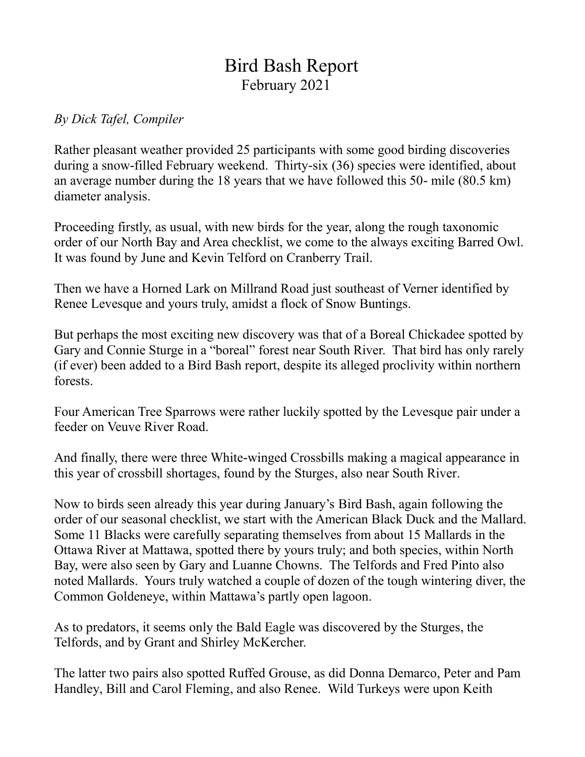# Bird Bash Report
February 2021

*By Dick Tafel, Compiler*

Rather pleasant weather provided 25 participants with some good birding discoveries during a snow-filled February weekend. Thirty-six (36) species were identified, about an average number during the 18 years that we have followed this 50- mile (80.5 km) diameter analysis.

Proceeding firstly, as usual, with new birds for the year, along the rough taxonomic order of our North Bay and Area checklist, we come to the always exciting Barred Owl. It was found by June and Kevin Telford on Cranberry Trail.

Then we have a Horned Lark on Millrand Road just southeast of Verner identified by Renee Levesque and yours truly, amidst a flock of Snow Buntings.

But perhaps the most exciting new discovery was that of a Boreal Chickadee spotted by Gary and Connie Sturge in a "boreal" forest near South River. That bird has only rarely (if ever) been added to a Bird Bash report, despite its alleged proclivity within northern forests.

Four American Tree Sparrows were rather luckily spotted by the Levesque pair under a feeder on Veuve River Road.

And finally, there were three White-winged Crossbills making a magical appearance in this year of crossbill shortages, found by the Sturges, also near South River.

Now to birds seen already this year during January's Bird Bash, again following the order of our seasonal checklist, we start with the American Black Duck and the Mallard. Some 11 Blacks were carefully separating themselves from about 15 Mallards in the Ottawa River at Mattawa, spotted there by yours truly; and both species, within North Bay, were also seen by Gary and Luanne Chowns. The Telfords and Fred Pinto also noted Mallards. Yours truly watched a couple of dozen of the tough wintering diver, the Common Goldeneye, within Mattawa's partly open lagoon.

As to predators, it seems only the Bald Eagle was discovered by the Sturges, the Telfords, and by Grant and Shirley McKercher.

The latter two pairs also spotted Ruffed Grouse, as did Donna Demarco, Peter and Pam Handley, Bill and Carol Fleming, and also Renee. Wild Turkeys were upon Keith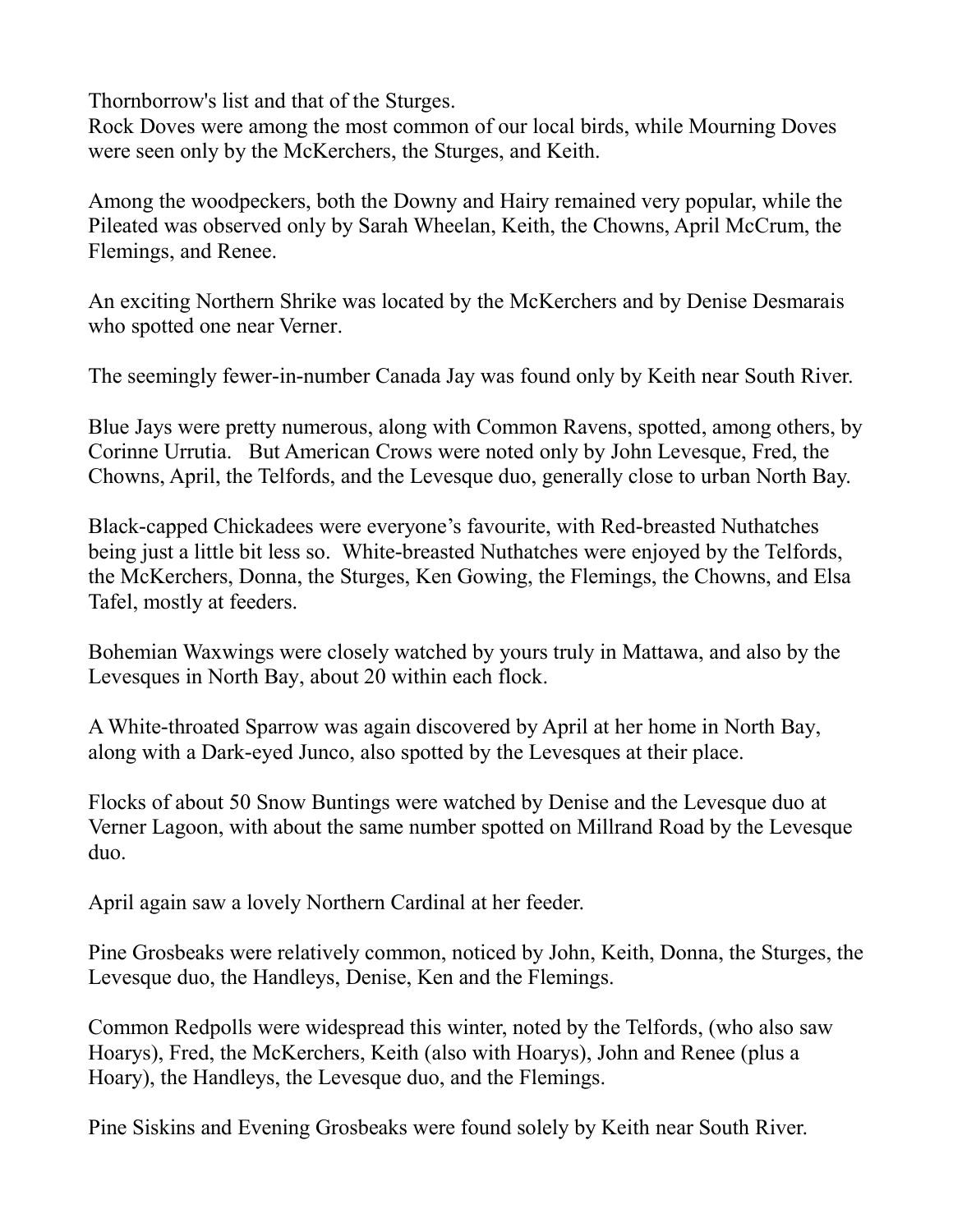Thornborrow's list and that of the Sturges.
Rock Doves were among the most common of our local birds, while Mourning Doves were seen only by the McKerchers, the Sturges, and Keith.

Among the woodpeckers, both the Downy and Hairy remained very popular, while the Pileated was observed only by Sarah Wheelan, Keith, the Chowns, April McCrum, the Flemings, and Renee.

An exciting Northern Shrike was located by the McKerchers and by Denise Desmarais who spotted one near Verner.

The seemingly fewer-in-number Canada Jay was found only by Keith near South River.

Blue Jays were pretty numerous, along with Common Ravens, spotted, among others, by Corinne Urrutia. But American Crows were noted only by John Levesque, Fred, the Chowns, April, the Telfords, and the Levesque duo, generally close to urban North Bay.

Black-capped Chickadees were everyone's favourite, with Red-breasted Nuthatches being just a little bit less so. White-breasted Nuthatches were enjoyed by the Telfords, the McKerchers, Donna, the Sturges, Ken Gowing, the Flemings, the Chowns, and Elsa Tafel, mostly at feeders.

Bohemian Waxwings were closely watched by yours truly in Mattawa, and also by the Levesques in North Bay, about 20 within each flock.

A White-throated Sparrow was again discovered by April at her home in North Bay, along with a Dark-eyed Junco, also spotted by the Levesques at their place.

Flocks of about 50 Snow Buntings were watched by Denise and the Levesque duo at Verner Lagoon, with about the same number spotted on Millrand Road by the Levesque duo.

April again saw a lovely Northern Cardinal at her feeder.

Pine Grosbeaks were relatively common, noticed by John, Keith, Donna, the Sturges, the Levesque duo, the Handleys, Denise, Ken and the Flemings.

Common Redpolls were widespread this winter, noted by the Telfords, (who also saw Hoarys), Fred, the McKerchers, Keith (also with Hoarys), John and Renee (plus a Hoary), the Handleys, the Levesque duo, and the Flemings.

Pine Siskins and Evening Grosbeaks were found solely by Keith near South River.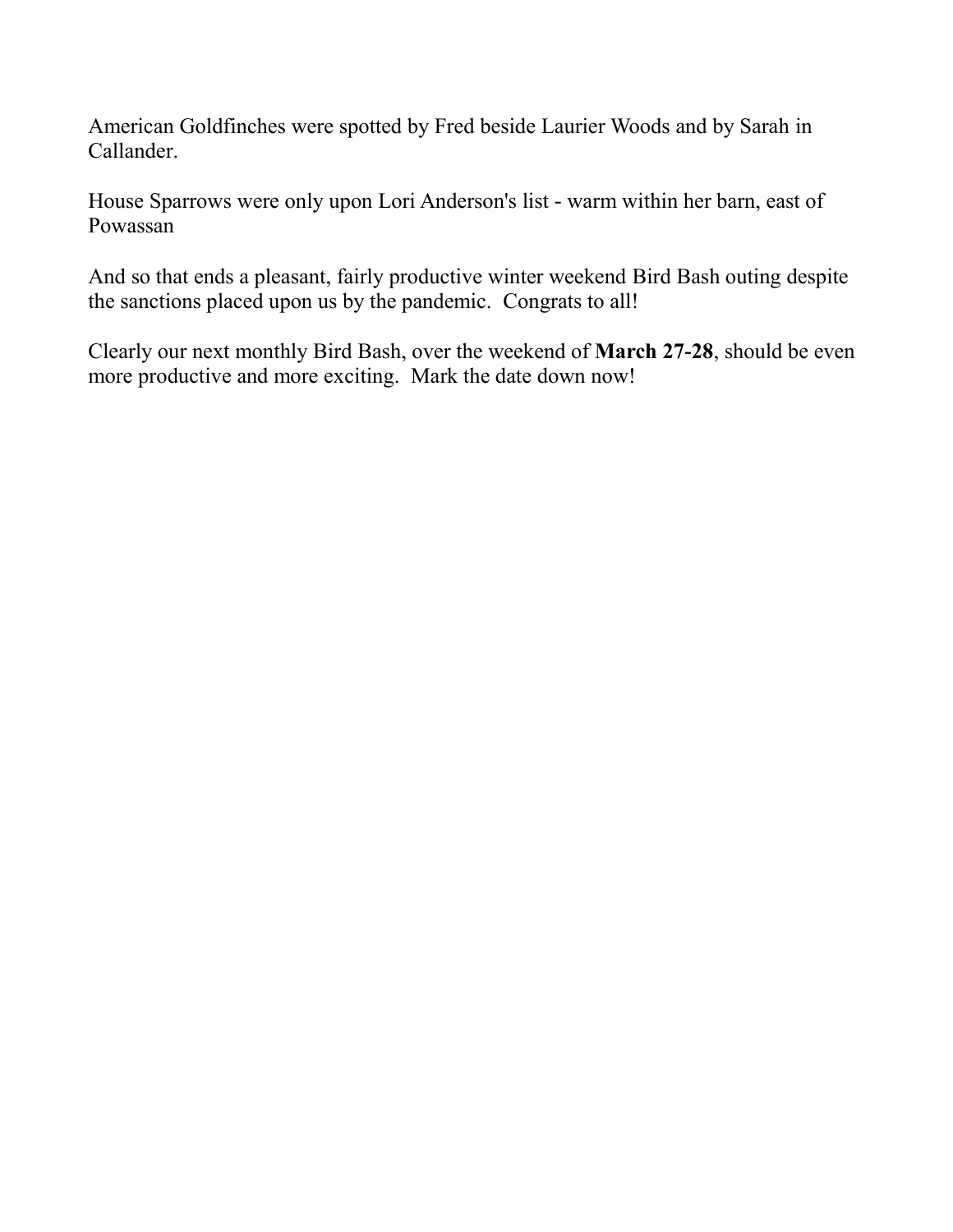American Goldfinches were spotted by Fred beside Laurier Woods and by Sarah in Callander.

House Sparrows were only upon Lori Anderson's list - warm within her barn, east of Powassan

And so that ends a pleasant, fairly productive winter weekend Bird Bash outing despite the sanctions placed upon us by the pandemic.  Congrats to all!

Clearly our next monthly Bird Bash, over the weekend of **March 27-28**, should be even more productive and more exciting.  Mark the date down now!